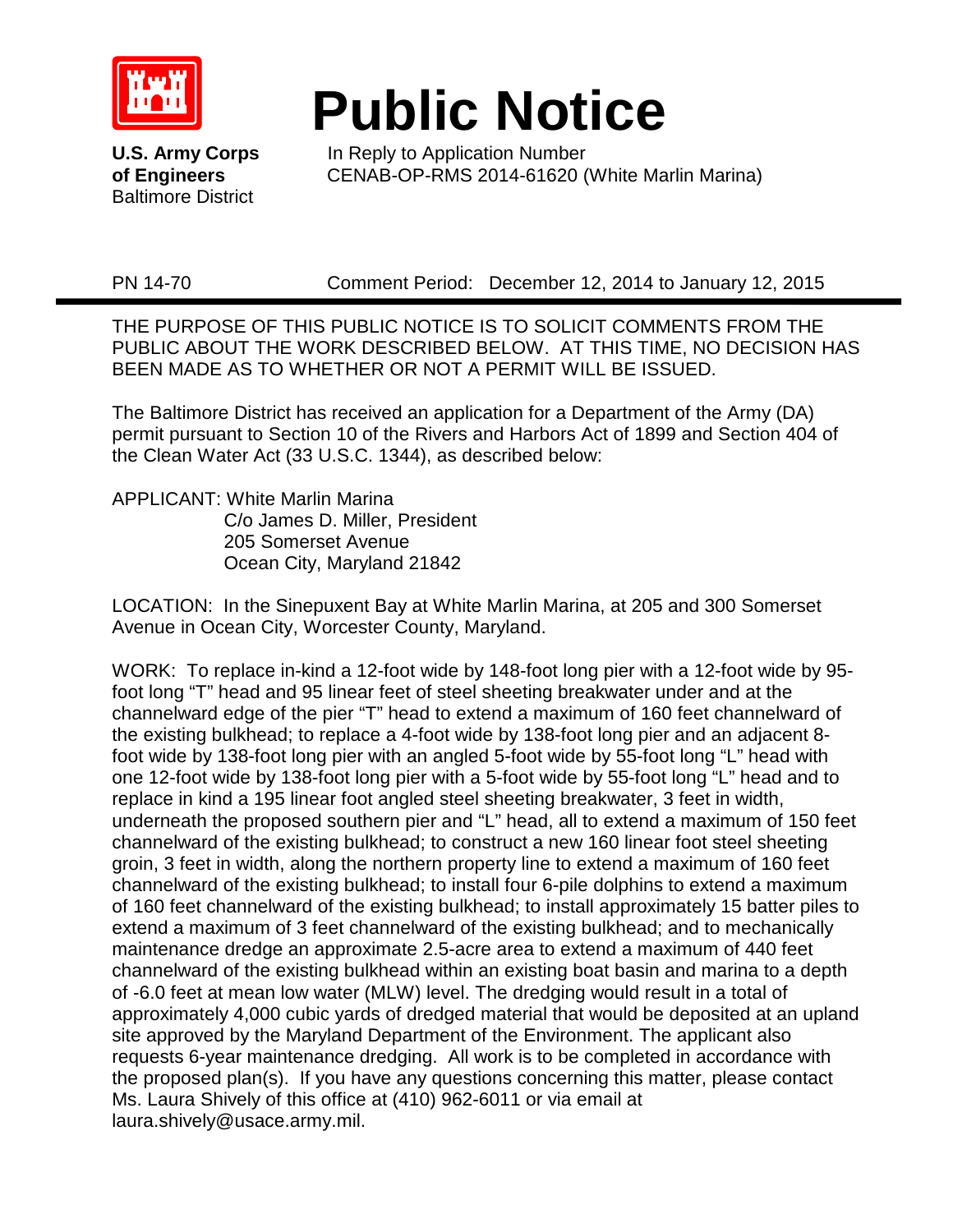# Public Notice

**U.S. Army Corps of Engineers**
Baltimore District

In Reply to Application Number
CENAB-OP-RMS 2014-61620 (White Marlin Marina)

PN 14-70 Comment Period: December 12, 2014 to January 12, 2015

---

THE PURPOSE OF THIS PUBLIC NOTICE IS TO SOLICIT COMMENTS FROM THE PUBLIC ABOUT THE WORK DESCRIBED BELOW. AT THIS TIME, NO DECISION HAS BEEN MADE AS TO WHETHER OR NOT A PERMIT WILL BE ISSUED.

The Baltimore District has received an application for a Department of the Army (DA) permit pursuant to Section 10 of the Rivers and Harbors Act of 1899 and Section 404 of the Clean Water Act (33 U.S.C. 1344), as described below:

APPLICANT: White Marlin Marina
C/o James D. Miller, President
205 Somerset Avenue
Ocean City, Maryland 21842

LOCATION: In the Sinepuxent Bay at White Marlin Marina, at 205 and 300 Somerset Avenue in Ocean City, Worcester County, Maryland.

WORK: To replace in-kind a 12-foot wide by 148-foot long pier with a 12-foot wide by 95-foot long "T" head and 95 linear feet of steel sheeting breakwater under and at the channelward edge of the pier "T" head to extend a maximum of 160 feet channelward of the existing bulkhead; to replace a 4-foot wide by 138-foot long pier and an adjacent 8-foot wide by 138-foot long pier with an angled 5-foot wide by 55-foot long "L" head with one 12-foot wide by 138-foot long pier with a 5-foot wide by 55-foot long "L" head and to replace in kind a 195 linear foot angled steel sheeting breakwater, 3 feet in width, underneath the proposed southern pier and "L" head, all to extend a maximum of 150 feet channelward of the existing bulkhead; to construct a new 160 linear foot steel sheeting groin, 3 feet in width, along the northern property line to extend a maximum of 160 feet channelward of the existing bulkhead; to install four 6-pile dolphins to extend a maximum of 160 feet channelward of the existing bulkhead; to install approximately 15 batter piles to extend a maximum of 3 feet channelward of the existing bulkhead; and to mechanically maintenance dredge an approximate 2.5-acre area to extend a maximum of 440 feet channelward of the existing bulkhead within an existing boat basin and marina to a depth of -6.0 feet at mean low water (MLW) level. The dredging would result in a total of approximately 4,000 cubic yards of dredged material that would be deposited at an upland site approved by the Maryland Department of the Environment. The applicant also requests 6-year maintenance dredging. All work is to be completed in accordance with the proposed plan(s). If you have any questions concerning this matter, please contact Ms. Laura Shively of this office at (410) 962-6011 or via email at laura.shively@usace.army.mil.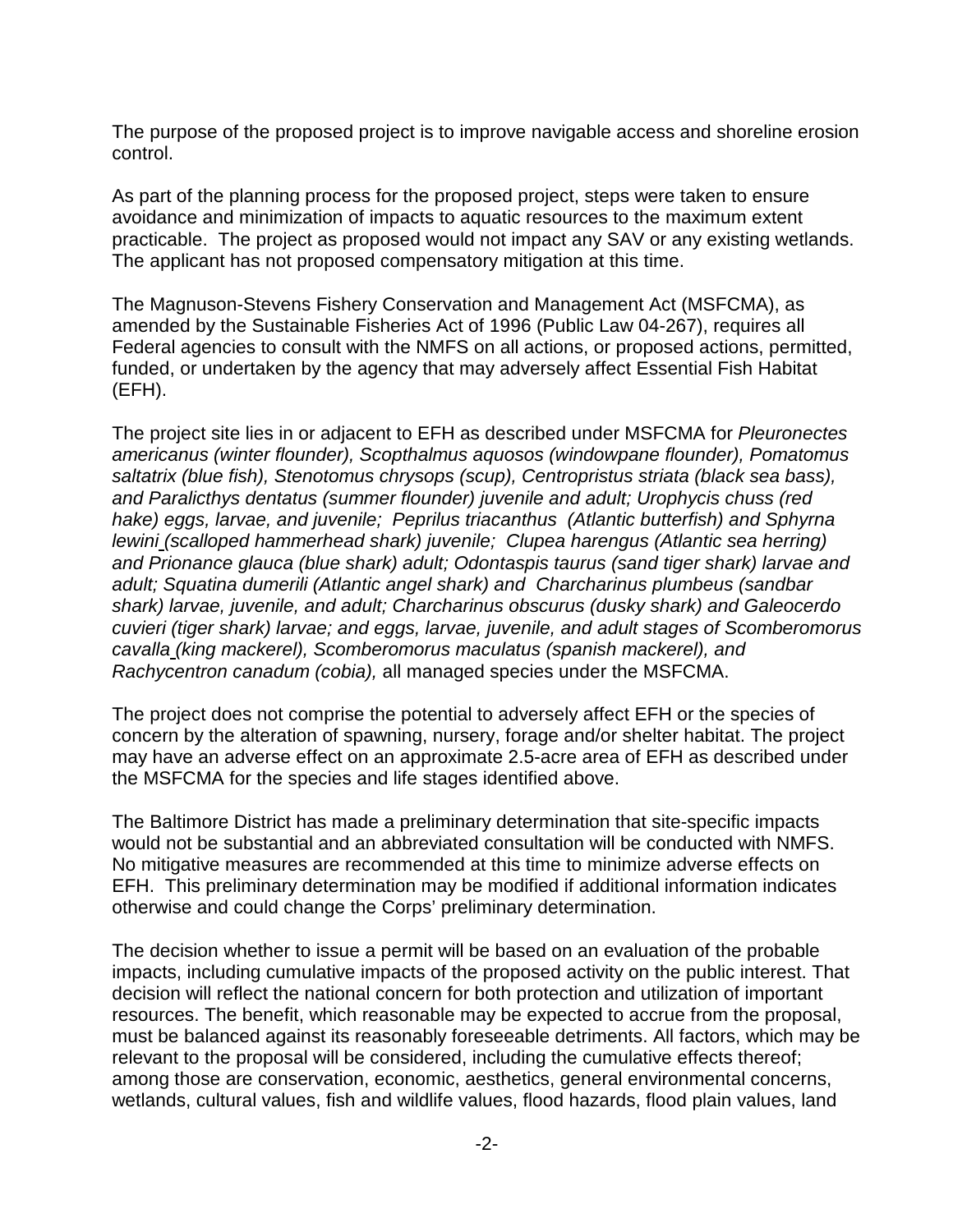The purpose of the proposed project is to improve navigable access and shoreline erosion control.

As part of the planning process for the proposed project, steps were taken to ensure avoidance and minimization of impacts to aquatic resources to the maximum extent practicable. The project as proposed would not impact any SAV or any existing wetlands. The applicant has not proposed compensatory mitigation at this time.

The Magnuson-Stevens Fishery Conservation and Management Act (MSFCMA), as amended by the Sustainable Fisheries Act of 1996 (Public Law 04-267), requires all Federal agencies to consult with the NMFS on all actions, or proposed actions, permitted, funded, or undertaken by the agency that may adversely affect Essential Fish Habitat (EFH).

The project site lies in or adjacent to EFH as described under MSFCMA for *Pleuronectes americanus (winter flounder), Scopthalmus aquosos (windowpane flounder), Pomatomus saltatrix (blue fish), Stenotomus chrysops (scup), Centropristus striata (black sea bass), and Paralicthys dentatus (summer flounder) juvenile and adult; Urophycis chuss (red hake) eggs, larvae, and juvenile; Peprilus triacanthus (Atlantic butterfish) and Sphyrna lewini (scalloped hammerhead shark) juvenile; Clupea harengus (Atlantic sea herring) and Prionance glauca (blue shark) adult; Odontaspis taurus (sand tiger shark) larvae and adult; Squatina dumerili (Atlantic angel shark) and Charcharinus plumbeus (sandbar shark) larvae, juvenile, and adult; Charcharinus obscurus (dusky shark) and Galeocerdo cuvieri (tiger shark) larvae; and eggs, larvae, juvenile, and adult stages of Scomberomorus cavalla (king mackerel), Scomberomorus maculatus (spanish mackerel), and Rachycentron canadum (cobia),* all managed species under the MSFCMA.

The project does not comprise the potential to adversely affect EFH or the species of concern by the alteration of spawning, nursery, forage and/or shelter habitat. The project may have an adverse effect on an approximate 2.5-acre area of EFH as described under the MSFCMA for the species and life stages identified above.

The Baltimore District has made a preliminary determination that site-specific impacts would not be substantial and an abbreviated consultation will be conducted with NMFS. No mitigative measures are recommended at this time to minimize adverse effects on EFH. This preliminary determination may be modified if additional information indicates otherwise and could change the Corps' preliminary determination.

The decision whether to issue a permit will be based on an evaluation of the probable impacts, including cumulative impacts of the proposed activity on the public interest. That decision will reflect the national concern for both protection and utilization of important resources. The benefit, which reasonable may be expected to accrue from the proposal, must be balanced against its reasonably foreseeable detriments. All factors, which may be relevant to the proposal will be considered, including the cumulative effects thereof; among those are conservation, economic, aesthetics, general environmental concerns, wetlands, cultural values, fish and wildlife values, flood hazards, flood plain values, land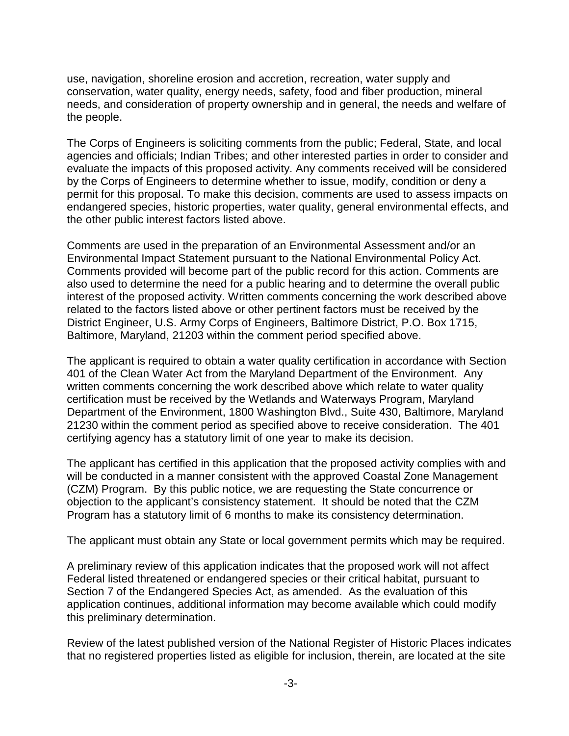use, navigation, shoreline erosion and accretion, recreation, water supply and conservation, water quality, energy needs, safety, food and fiber production, mineral needs, and consideration of property ownership and in general, the needs and welfare of the people.

The Corps of Engineers is soliciting comments from the public; Federal, State, and local agencies and officials; Indian Tribes; and other interested parties in order to consider and evaluate the impacts of this proposed activity. Any comments received will be considered by the Corps of Engineers to determine whether to issue, modify, condition or deny a permit for this proposal. To make this decision, comments are used to assess impacts on endangered species, historic properties, water quality, general environmental effects, and the other public interest factors listed above.

Comments are used in the preparation of an Environmental Assessment and/or an Environmental Impact Statement pursuant to the National Environmental Policy Act. Comments provided will become part of the public record for this action. Comments are also used to determine the need for a public hearing and to determine the overall public interest of the proposed activity. Written comments concerning the work described above related to the factors listed above or other pertinent factors must be received by the District Engineer, U.S. Army Corps of Engineers, Baltimore District, P.O. Box 1715, Baltimore, Maryland, 21203 within the comment period specified above.

The applicant is required to obtain a water quality certification in accordance with Section 401 of the Clean Water Act from the Maryland Department of the Environment. Any written comments concerning the work described above which relate to water quality certification must be received by the Wetlands and Waterways Program, Maryland Department of the Environment, 1800 Washington Blvd., Suite 430, Baltimore, Maryland 21230 within the comment period as specified above to receive consideration. The 401 certifying agency has a statutory limit of one year to make its decision.

The applicant has certified in this application that the proposed activity complies with and will be conducted in a manner consistent with the approved Coastal Zone Management (CZM) Program. By this public notice, we are requesting the State concurrence or objection to the applicant's consistency statement. It should be noted that the CZM Program has a statutory limit of 6 months to make its consistency determination.

The applicant must obtain any State or local government permits which may be required.

A preliminary review of this application indicates that the proposed work will not affect Federal listed threatened or endangered species or their critical habitat, pursuant to Section 7 of the Endangered Species Act, as amended. As the evaluation of this application continues, additional information may become available which could modify this preliminary determination.

Review of the latest published version of the National Register of Historic Places indicates that no registered properties listed as eligible for inclusion, therein, are located at the site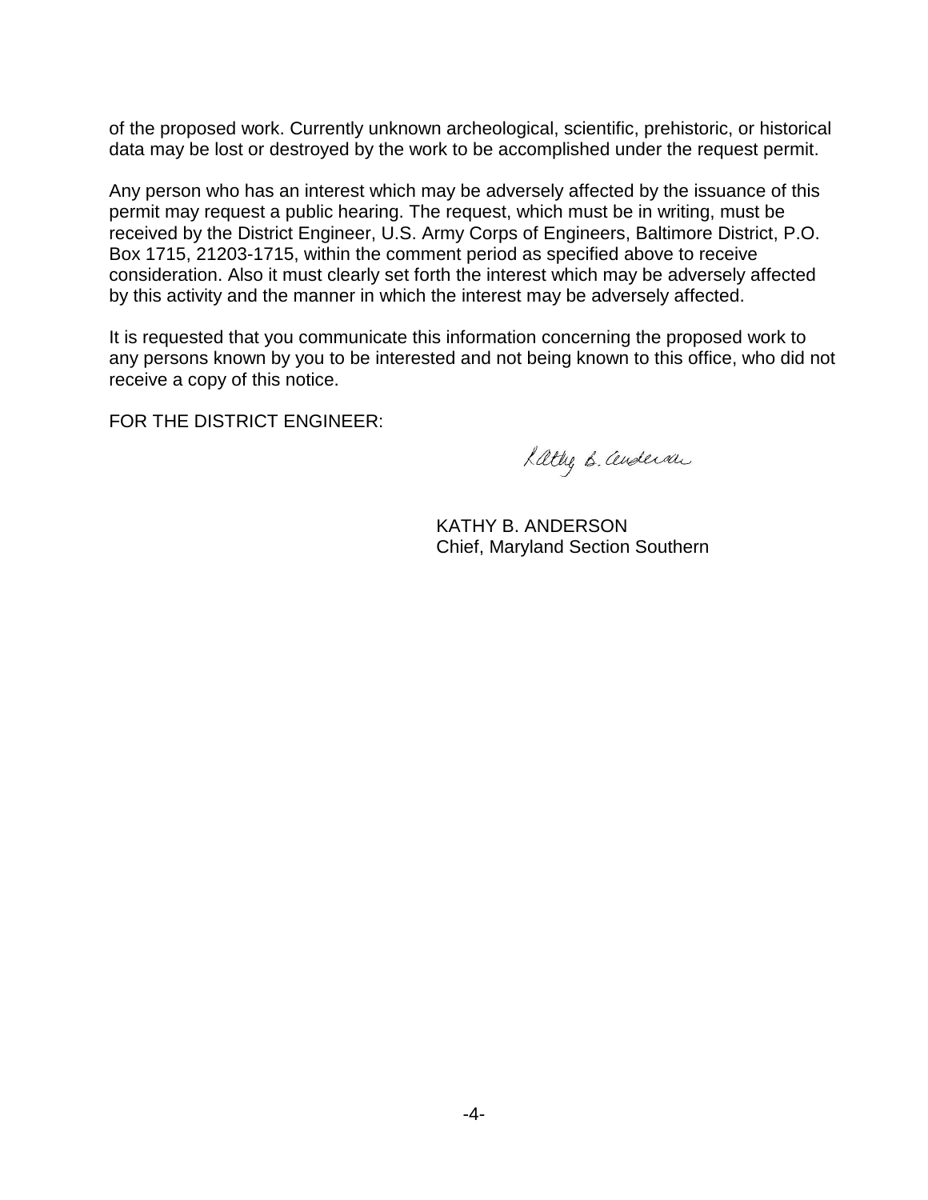of the proposed work. Currently unknown archeological, scientific, prehistoric, or historical data may be lost or destroyed by the work to be accomplished under the request permit.

Any person who has an interest which may be adversely affected by the issuance of this permit may request a public hearing. The request, which must be in writing, must be received by the District Engineer, U.S. Army Corps of Engineers, Baltimore District, P.O. Box 1715, 21203-1715, within the comment period as specified above to receive consideration. Also it must clearly set forth the interest which may be adversely affected by this activity and the manner in which the interest may be adversely affected.

It is requested that you communicate this information concerning the proposed work to any persons known by you to be interested and not being known to this office, who did not receive a copy of this notice.

FOR THE DISTRICT ENGINEER:

KATHY B. ANDERSON
Chief, Maryland Section Southern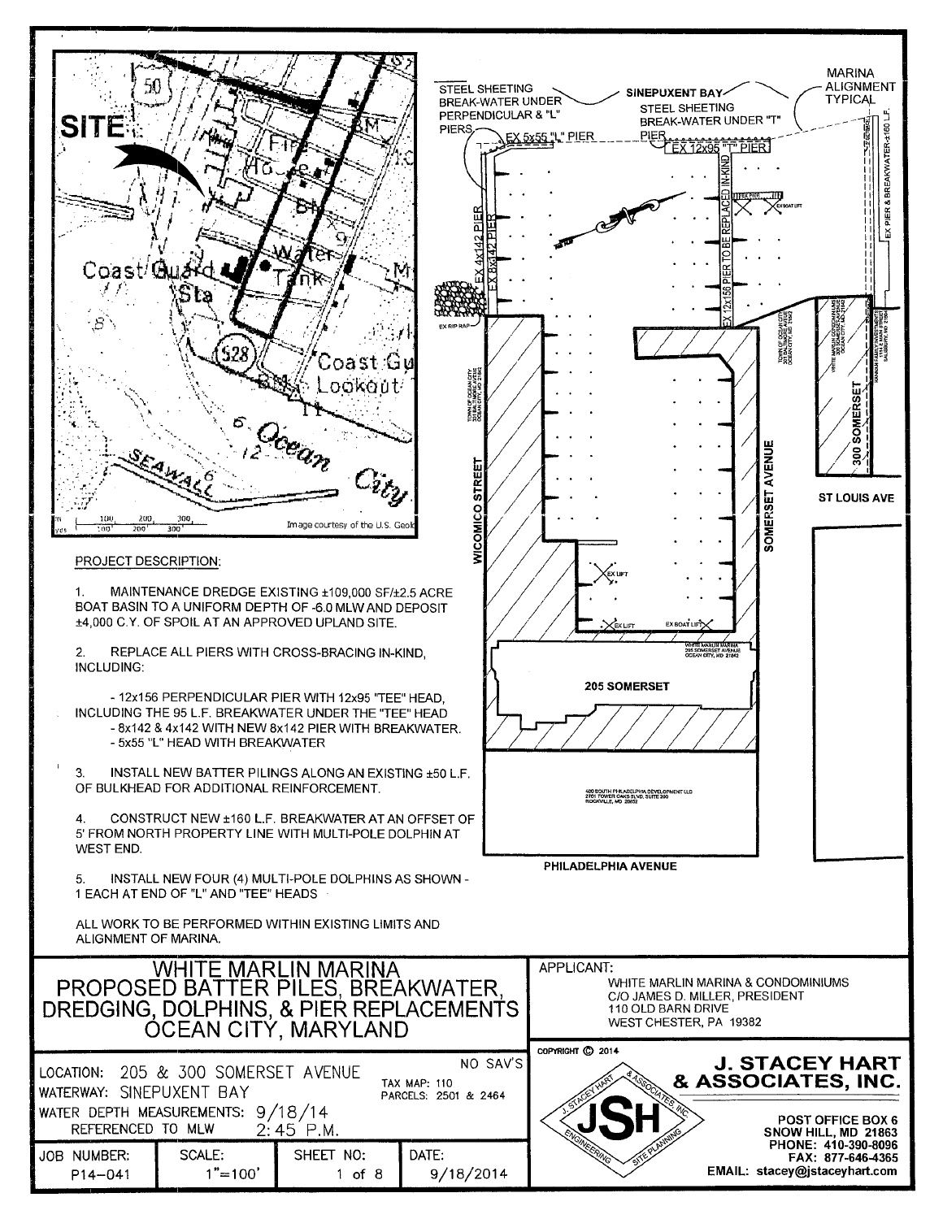## PROJECT DESCRIPTION:

1. MAINTENANCE DREDGE EXISTING ±109,000 SF/±2.5 ACRE BOAT BASIN TO A UNIFORM DEPTH OF -6.0 MLW AND DEPOSIT ±4,000 C.Y. OF SPOIL AT AN APPROVED UPLAND SITE.

2. REPLACE ALL PIERS WITH CROSS-BRACING IN-KIND, INCLUDING:

   - 12x156 PERPENDICULAR PIER WITH 12x95 "TEE" HEAD, INCLUDING THE 95 L.F. BREAKWATER UNDER THE "TEE" HEAD
   - 8x142 & 4x142 WITH NEW 8x142 PIER WITH BREAKWATER.
   - 5x55 "L" HEAD WITH BREAKWATER

3. INSTALL NEW BATTER PILINGS ALONG AN EXISTING ±50 L.F. OF BULKHEAD FOR ADDITIONAL REINFORCEMENT.

4. CONSTRUCT NEW ±160 L.F. BREAKWATER AT AN OFFSET OF 5' FROM NORTH PROPERTY LINE WITH MULTI-POLE DOLPHIN AT WEST END.

5. INSTALL NEW FOUR (4) MULTI-POLE DOLPHINS AS SHOWN - 1 EACH AT END OF "L" AND "TEE" HEADS

ALL WORK TO BE PERFORMED WITHIN EXISTING LIMITS AND ALIGNMENT OF MARINA.

# WHITE MARLIN MARINA PROPOSED BATTER PILES, BREAKWATER, DREDGING, DOLPHINS, & PIER REPLACEMENTS OCEAN CITY, MARYLAND

LOCATION: 205 & 300 SOMERSET AVENUE
WATERWAY: SINEPUXENT BAY
WATER DEPTH MEASUREMENTS: 9/18/14
REFERENCED TO MLW 2:45 P.M.

NO SAV'S
TAX MAP: 110
PARCELS: 2501 & 2464

| JOB NUMBER: | SCALE: | SHEET NO: | DATE: |
|---|---|---|---|
| P14-041 | 1"=100' | 1 of 8 | 9/18/2014 |

APPLICANT:
WHITE MARLIN MARINA & CONDOMINIUMS
C/O JAMES D. MILLER, PRESIDENT
110 OLD BARN DRIVE
WEST CHESTER, PA 19382

COPYRIGHT © 2014

**J. STACEY HART & ASSOCIATES, INC.**
POST OFFICE BOX 6
SNOW HILL, MD 21863
PHONE: 410-390-8096
FAX: 877-646-4365
EMAIL: stacey@jstaceyhart.com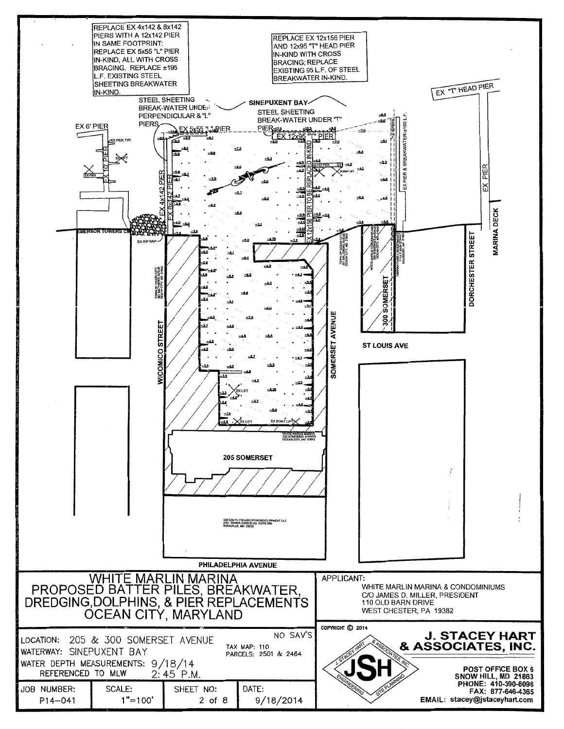REPLACE EX 4x142 & 8x142 PIERS WITH A 12x142 PIER IN SAME FOOTPRINT; REPLACE EX 5x55 "L" PIER IN-KIND, ALL WITH CROSS BRACING. REPLACE ±195 L.F. EXISTING STEEL SHEETING BREAKWATER IN-KIND.

REPLACE EX 12x156 PIER AND 12x95 "T" HEAD PIER IN-KIND WITH CROSS BRACING; REPLACE EXISTING 95 L.F. OF STEEL BREAKWATER IN-KIND.

STEEL SHEETING BREAK-WATER UNDER PERPENDICULAR & "L" PIERS

SINEPUXENT BAY

STEEL SHEETING BREAK-WATER UNDER "T" PIER

EX "T" HEAD PIER

EX 6' PIER

EX 5x55 "L" PIER

EX 12x95 "T" PIER

EX 10' PIER

EX PIER, TYP.

EX LIFT

EX PIER

EX 4x142 PIER

EX 8x142 PIER

EX 12x156 PIER TO BE REPLACED IN-KIND

EX BOAT LIFT

EX PIER & BREAKWATER ±160 L.F.

EX PIER

MARINA DECK

EMERSON TOWERS CM

EX RIP RAP

WICOMICO STREET

SOMERSET AVENUE

300 SOMERSET

DORCHESTER STREET

ST LOUIS AVE

205 SOMERSET

PHILADELPHIA AVENUE

WHITE MARLIN MARINA 205 SOMERSET AVENUE OCEAN CITY, MD 21842

400 SOUTH PHILADELPHIA DEVELOPMENT LLC 2701 TOWER OAKS BLVD. SUITE 200 ROCKVILLE, MD 20852

# WHITE MARLIN MARINA
# PROPOSED BATTER PILES, BREAKWATER, DREDGING, DOLPHINS, & PIER REPLACEMENTS
# OCEAN CITY, MARYLAND

APPLICANT:
WHITE MARLIN MARINA & CONDOMINIUMS
C/O JAMES D. MILLER, PRESIDENT
110 OLD BARN DRIVE
WEST CHESTER, PA 19382

LOCATION: 205 & 300 SOMERSET AVENUE
WATERWAY: SINEPUXENT BAY
WATER DEPTH MEASUREMENTS: 9/18/14
REFERENCED TO MLW 2:45 P.M.

NO SAV'S
TAX MAP: 110
PARCELS: 2501 & 2464

COPYRIGHT © 2014

**J. STACEY HART & ASSOCIATES, INC.**
POST OFFICE BOX 6
SNOW HILL, MD 21863
PHONE: 410-390-8096
FAX: 877-646-4365
EMAIL: stacey@jstaceyhart.com

| JOB NUMBER: | SCALE: | SHEET NO: | DATE: |
|---|---|---|---|
| P14-041 | 1"=100' | 2 of 8 | 9/18/2014 |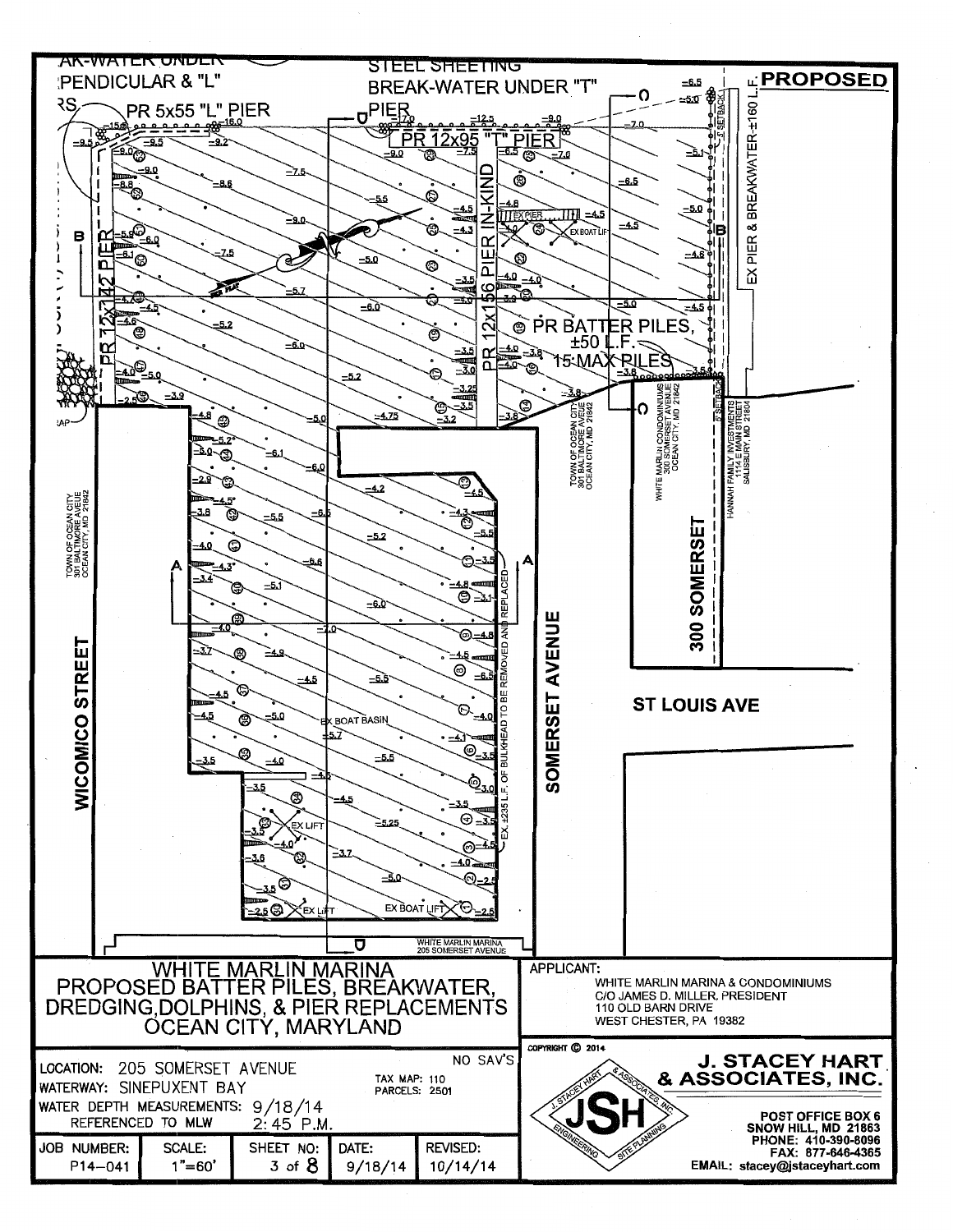PROPOSED

AK-WATER UNDER PENDICULAR & "L" RS

PR 5x55 "L" PIER

STEEL SHEETING BREAK-WATER UNDER "T" PIER

PR 12x95 "T" PIER

PR 12x142 PIER

PR 12x156 PIER IN-KIND

EX PIER & BREAKWATER ±160 L.F.

5' SETBACK

EX PIER

EX BOAT LIFT

PR BATTER PILES, ±50 L.F. 15 MAX PILES

TOWN OF OCEAN CITY 301 BALTIMORE AVEUE OCEAN CITY, MD 21842

WHITE MARLIN CONDOMINIUMS 300 SOMERSET AVENUE OCEAN CITY, MD 21842

HANNAH FAMILY INVESTMENTS 1114 E MAIN STREET SALISBURY, MD 21804

TOWN OF OCEAN CITY 301 BALTIMORE AVEUE OCEAN CITY, MD 21842

EX. ±235 L.F. OF BULKHEAD TO BE REMOVED AND REPLACED

EX BOAT BASIN

EX LIFT

EX LIFT

EX BOAT LIFT

WICOMICO STREET

SOMERSET AVENUE

300 SOMERSET

ST LOUIS AVE

WHITE MARLIN MARINA 205 SOMERSET AVENUE

# WHITE MARLIN MARINA PROPOSED BATTER PILES, BREAKWATER, DREDGING, DOLPHINS, & PIER REPLACEMENTS OCEAN CITY, MARYLAND

APPLICANT:
WHITE MARLIN MARINA & CONDOMINIUMS
C/O JAMES D. MILLER, PRESIDENT
110 OLD BARN DRIVE
WEST CHESTER, PA 19382

LOCATION: 205 SOMERSET AVENUE
WATERWAY: SINEPUXENT BAY
WATER DEPTH MEASUREMENTS: 9/18/14 2:45 P.M.
REFERENCED TO MLW

NO SAV'S

TAX MAP: 110
PARCELS: 2501

COPYRIGHT © 2014

**J. STACEY HART & ASSOCIATES, INC.**
POST OFFICE BOX 6
SNOW HILL, MD 21863
PHONE: 410-390-8096
FAX: 877-646-4365
EMAIL: stacey@jstaceyhart.com

| JOB NUMBER: | SCALE: | SHEET NO: | DATE: | REVISED: |
|---|---|---|---|---|
| P14-041 | 1"=60' | 3 of 8 | 9/18/14 | 10/14/14 |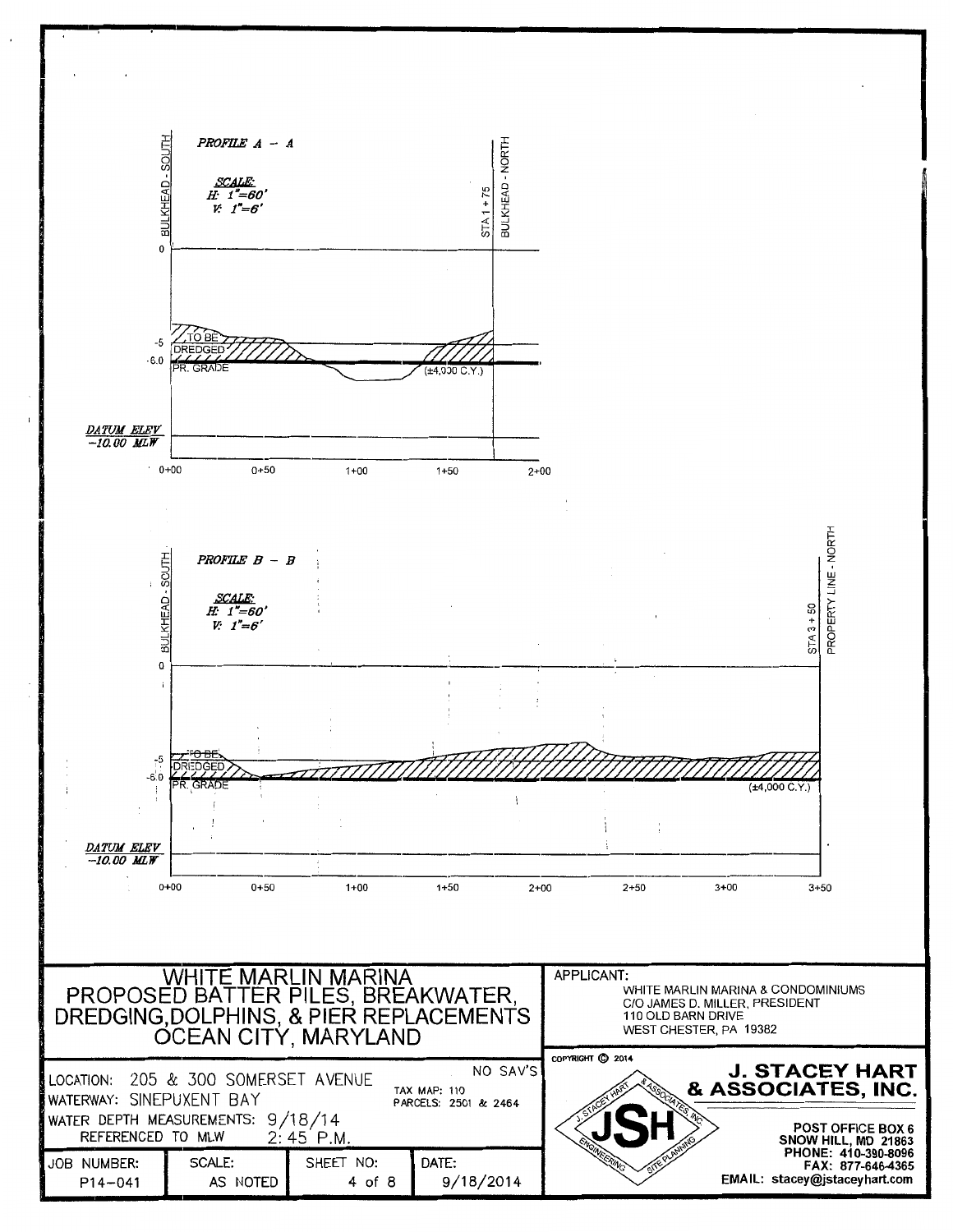## PROFILE A – A

*SCALE:*
*H: 1"=60'*
*V: 1"=6'*

BULKHEAD - SOUTH

STA 1 + 75 BULKHEAD - NORTH

0

-5 TO BE DREDGED

-6.0 PR. GRADE

(±4,000 C.Y.)

*DATUM ELEV −10.00 MLW*

0+00 0+50 1+00 1+50 2+00

## PROFILE B – B

*SCALE:*
*H: 1"=60'*
*V: 1"=6'*

BULKHEAD - SOUTH

STA 3 + 50 PROPERTY LINE - NORTH

0

-5 TO BE DREDGED

-6.0 PR. GRADE

(±4,000 C.Y.)

*DATUM ELEV −10.00 MLW*

0+00 0+50 1+00 1+50 2+00 2+50 3+00 3+50

# WHITE MARLIN MARINA PROPOSED BATTER PILES, BREAKWATER, DREDGING, DOLPHINS, & PIER REPLACEMENTS OCEAN CITY, MARYLAND

APPLICANT:
WHITE MARLIN MARINA & CONDOMINIUMS
C/O JAMES D. MILLER, PRESIDENT
110 OLD BARN DRIVE
WEST CHESTER, PA 19382

LOCATION: 205 & 300 SOMERSET AVENUE
WATERWAY: SINEPUXENT BAY
WATER DEPTH MEASUREMENTS: 9/18/14 REFERENCED TO MLW 2:45 P.M.

NO SAV'S
TAX MAP: 110
PARCELS: 2501 & 2464

| JOB NUMBER: | SCALE: | SHEET NO: | DATE: |
|---|---|---|---|
| P14-041 | AS NOTED | 4 of 8 | 9/18/2014 |

COPYRIGHT © 2014

**J. STACEY HART & ASSOCIATES, INC.**

JSH — J. STACEY HART & ASSOCIATES INC — ENGINEERING — SITE PLANNING

POST OFFICE BOX 6
SNOW HILL, MD 21863
PHONE: 410-390-8096
FAX: 877-646-4365
EMAIL: stacey@jstaceyhart.com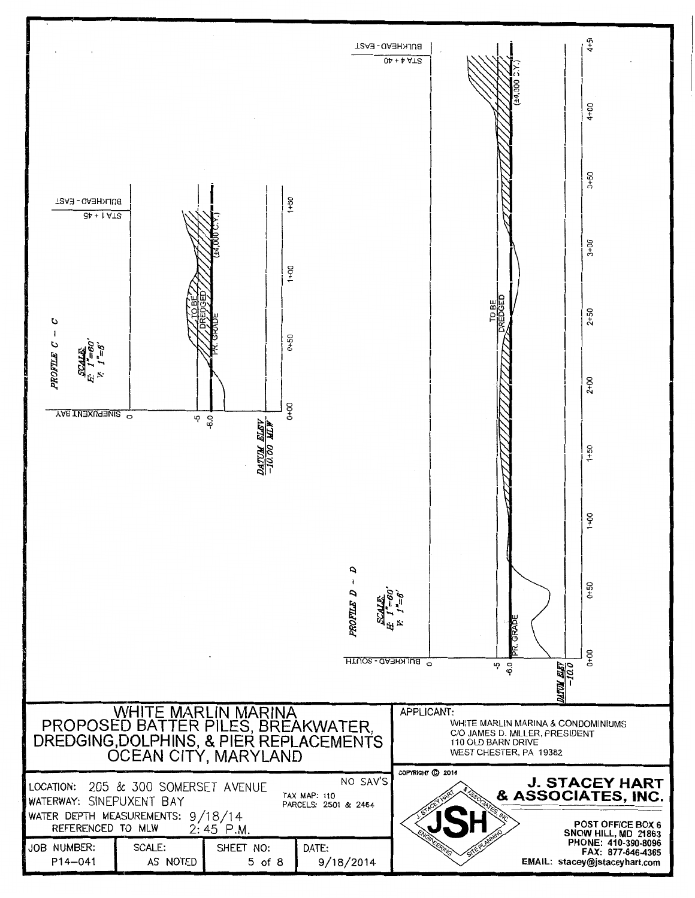## PROFILE C – C

*SCALE:*
*H: 1"=60'*
*V: 1"=6'*

SINEPUXENT BAY

BULKHEAD - EAST
STA 1 + 45

TO BE DREDGED

PR. GRADE

(±4,000 C.Y.)

0, -5, -6.0

*DATUM ELEV -10.00 MLW*

0+00, 0+50, 1+00, 1+50

## PROFILE D – D

*SCALE:*
*H: 1"=60'*
*V: 1"=6'*

BULKHEAD - SOUTH

BULKHEAD - EAST
STA 4 + 40

TO BE DREDGED

PR. GRADE

(±4,000 C.Y.)

0, -5, -6.0

*DATUM ELEV -10.0*

0+00, 0+50, 1+00, 1+50, 2+00, 2+50, 3+00, 3+50, 4+00, 4+50

# WHITE MARLIN MARINA
## PROPOSED BATTER PILES, BREAKWATER, DREDGING, DOLPHINS, & PIER REPLACEMENTS
## OCEAN CITY, MARYLAND

APPLICANT:
WHITE MARLIN MARINA & CONDOMINIUMS
C/O JAMES D. MILLER, PRESIDENT
110 OLD BARN DRIVE
WEST CHESTER, PA 19382

LOCATION: 205 & 300 SOMERSET AVENUE
NO SAV'S
WATERWAY: SINEPUXENT BAY
TAX MAP: 110
PARCELS: 2501 & 2464
WATER DEPTH MEASUREMENTS: 9/18/14
REFERENCED TO MLW 2:45 P.M.

| JOB NUMBER: | SCALE: | SHEET NO: | DATE: |
|---|---|---|---|
| P14-041 | AS NOTED | 5 of 8 | 9/18/2014 |

COPYRIGHT © 2014

**J. STACEY HART & ASSOCIATES, INC.**
JSH — ENGINEERING, SITE PLANNING
POST OFFICE BOX 6
SNOW HILL, MD 21863
PHONE: 410-390-8096
FAX: 877-646-4365
EMAIL: stacey@jstaceyhart.com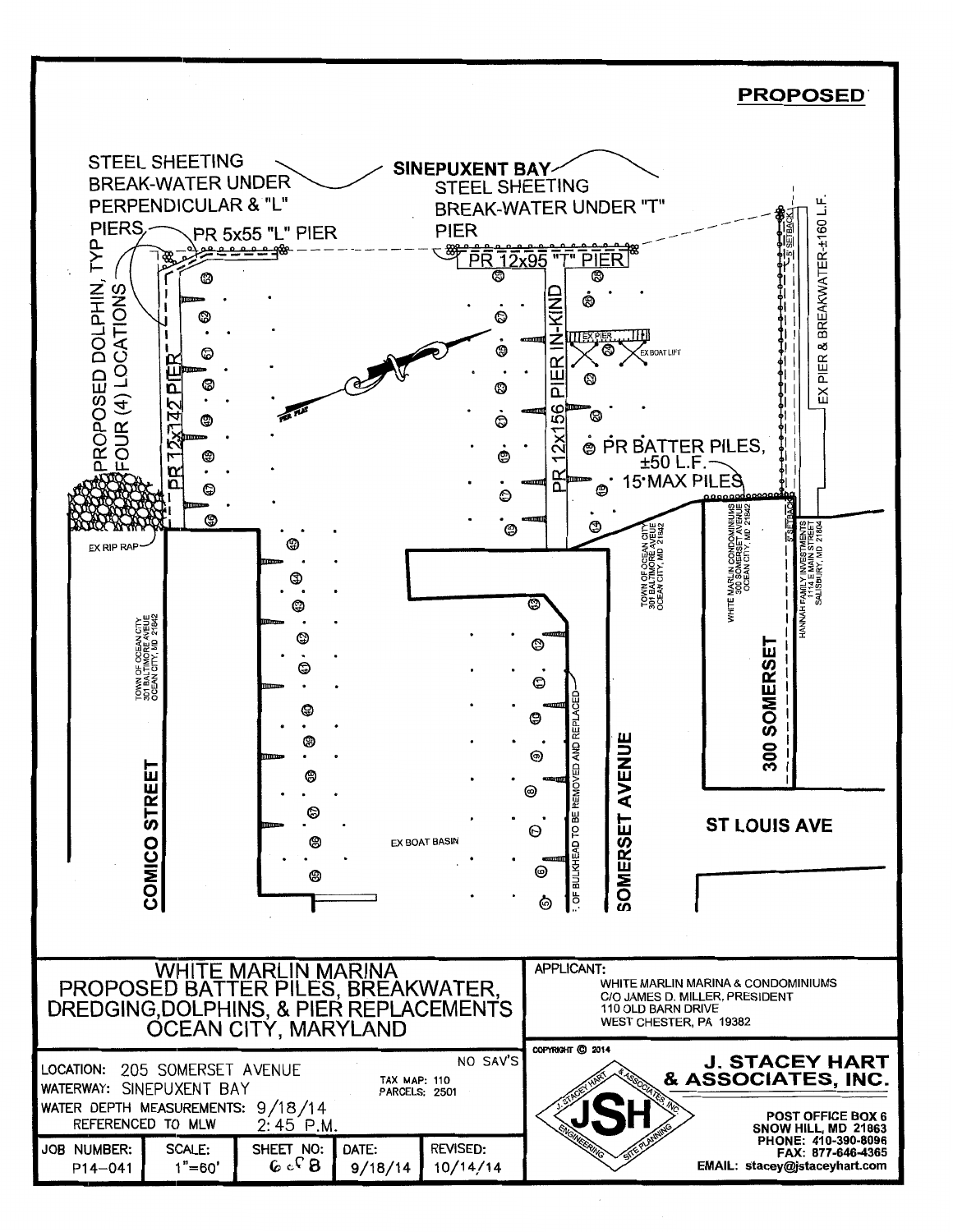**PROPOSED**

STEEL SHEETING BREAK-WATER UNDER PERPENDICULAR & "L" PIERS

SINEPUXENT BAY

STEEL SHEETING BREAK-WATER UNDER "T" PIER

PR 5x55 "L" PIER

PR 12x95 "T" PIER

PROPOSED DOLPHIN, TYP FOUR (4) LOCATIONS

PR 12x142 PIER

PR 12x156 PIER IN-KIND

EX PIER

EX BOAT LIFT

PR BATTER PILES, ±50 L.F. 15 MAX PILES

EX PIER & BREAKWATER ±160 L.F.

5' SETBACK

EX RIP RAP

TOWN OF OCEAN CITY 301 BALTIMORE AVEUE OCEAN CITY, MD 21842

WHITE MARLIN CONDOMINIUMS 300 SOMERSET AVENUE OCEAN CITY, MD 21842

HANNAH FAMILY INVESTMENTS 1114 E MAIN STREET SALISBURY, MD 21804

300 SOMERSET

EX BOAT BASIN

OF BULKHEAD TO BE REMOVED AND REPLACED

COMICO STREET

SOMERSET AVENUE

ST LOUIS AVE

# WHITE MARLIN MARINA PROPOSED BATTER PILES, BREAKWATER, DREDGING, DOLPHINS, & PIER REPLACEMENTS OCEAN CITY, MARYLAND

LOCATION: 205 SOMERSET AVENUE

WATERWAY: SINEPUXENT BAY

NO SAV'S

TAX MAP: 110
PARCELS: 2501

WATER DEPTH MEASUREMENTS: 9/18/14 REFERENCED TO MLW 2:45 P.M.

| JOB NUMBER: | SCALE: | SHEET NO: | DATE: | REVISED: |
|---|---|---|---|---|
| P14-041 | 1"=60' | 6 of 8 | 9/18/14 | 10/14/14 |

APPLICANT:
WHITE MARLIN MARINA & CONDOMINIUMS
C/O JAMES D. MILLER, PRESIDENT
110 OLD BARN DRIVE
WEST CHESTER, PA 19382

COPYRIGHT © 2014

**J. STACEY HART & ASSOCIATES, INC.**

POST OFFICE BOX 6
SNOW HILL, MD 21863
PHONE: 410-390-8096
FAX: 877-646-4365
EMAIL: stacey@jstaceyhart.com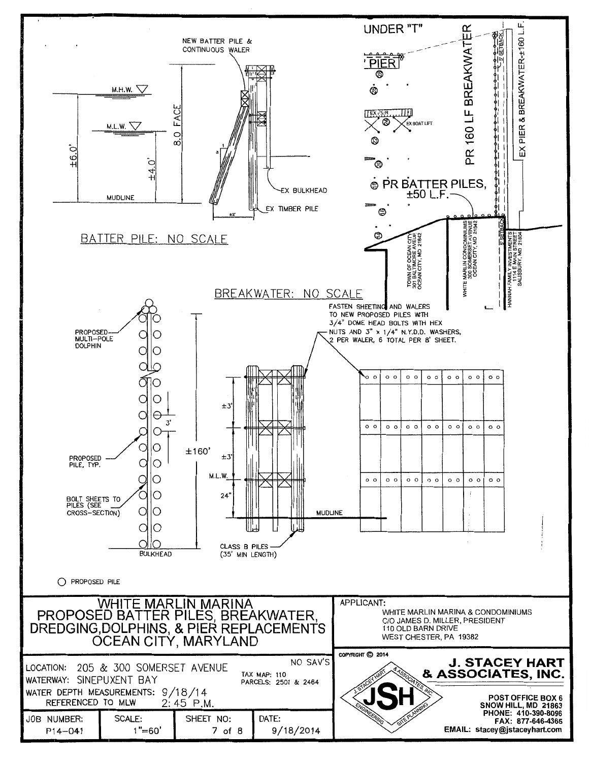NEW BATTER PILE & CONTINUOUS WALER

M.H.W.

M.L.W.

±6.0'

±4.0'

8.0 FACE

MUDLINE

EX BULKHEAD

EX TIMBER PILE

## BATTER PILE: NO SCALE

UNDER "T"

PIER

EX PIER

EX BOAT LIFT

PR 160 LF BREAKWATER

EX PIER & BREAKWATER-±160 L.F.

5' SETBACK

PR BATTER PILES, ±50 L.F.

TOWN OF OCEAN CITY 301 BALTIMORE AVEUE OCEAN CITY, MD 21842

WHITE MARLIN CONDOMINIUMS 300 SOMERSET AVENUE OCEAN CITY, MD 21842

HANNAH FAMILY INVESTMENTS 1114 E MAIN STREET SALISBURY, MD 21804

## BREAKWATER: NO SCALE

PROPOSED MULTI-POLE DOLPHIN

PROPOSED PILE, TYP.

BOLT SHEETS TO PILES (SEE CROSS-SECTION)

BULKHEAD

3'

±160'

±3'

±3'

M.L.W.

24"

MUDLINE

CLASS B PILES (35' MIN LENGTH)

FASTEN SHEETING AND WALERS TO NEW PROPOSED PILES WITH 3/4" DOME HEAD BOLTS WITH HEX NUTS AND 3" x 1/4" N.Y.D.D. WASHERS, 2 PER WALER, 6 TOTAL PER 8' SHEET.

○ PROPOSED PILE

# WHITE MARLIN MARINA PROPOSED BATTER PILES, BREAKWATER, DREDGING,DOLPHINS, & PIER REPLACEMENTS OCEAN CITY, MARYLAND

APPLICANT:
WHITE MARLIN MARINA & CONDOMINIUMS
C/O JAMES D. MILLER, PRESIDENT
110 OLD BARN DRIVE
WEST CHESTER, PA 19382

LOCATION: 205 & 300 SOMERSET AVENUE
WATERWAY: SINEPUXENT BAY
NO SAV'S
TAX MAP: 110
PARCELS: 2501 & 2464
WATER DEPTH MEASUREMENTS: 9/18/14
REFERENCED TO MLW 2:45 P.M.

| JOB NUMBER: | SCALE: | SHEET NO: | DATE: |
|---|---|---|---|
| P14-041 | 1"=60' | 7 of 8 | 9/18/2014 |

COPYRIGHT © 2014

**J. STACEY HART & ASSOCIATES, INC.**

JSH — J. STACEY HART & ASSOCIATES, INC. — ENGINEERING — SITE PLANNING

POST OFFICE BOX 6
SNOW HILL, MD 21863
PHONE: 410-390-8096
FAX: 877-646-4365
EMAIL: stacey@jstaceyhart.com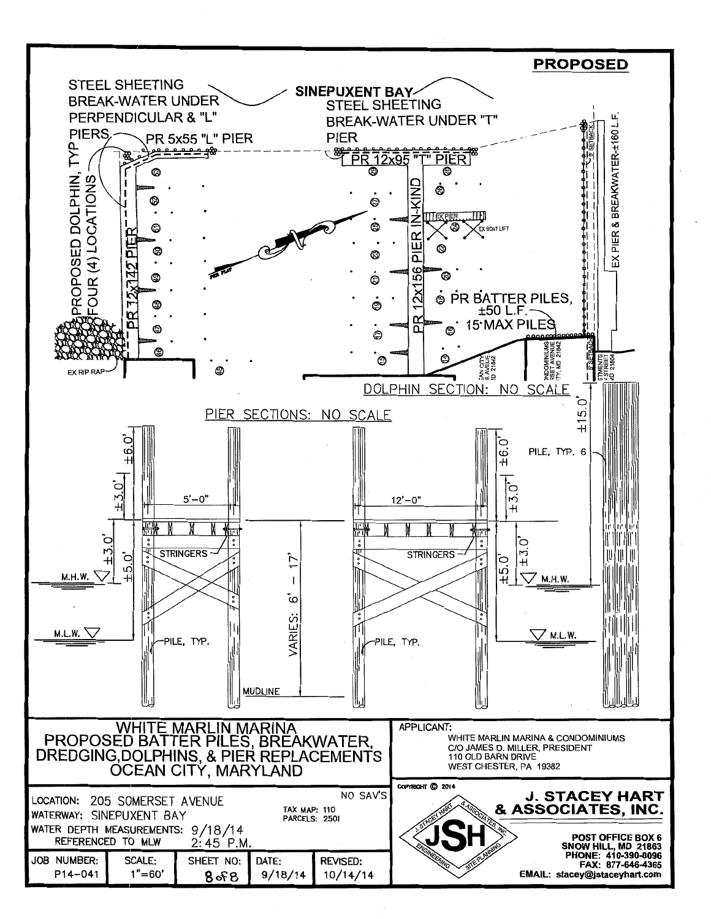**PROPOSED**

STEEL SHEETING BREAK-WATER UNDER PERPENDICULAR & "L" PIERS

SINEPUXENT BAY

STEEL SHEETING BREAK-WATER UNDER "T" PIER

PR 5x55 "L" PIER

PR 12x95 "T" PIER

PROPOSED DOLPHIN, TYP FOUR (4) LOCATIONS

PR 12x142 PIER

PR 12x156 PIER IN-KIND

EX PIER

EX BOAT LIFT

PR BATTER PILES, ±50 L.F. 15 MAX PILES

EX PIER & BREAKWATER ±160 L.F.

EX RIP RAP

DOLPHIN SECTION: NO SCALE

PIER SECTIONS: NO SCALE

±6.0'

±3.0'

5'–0"

12'–0"

±3.0'

±5.0'

STRINGERS

VARIES: 6' – 17'

M.H.W.

M.L.W.

PILE, TYP.

MUDLINE

±15.0'

PILE, TYP. 6

WHITE MARLIN MARINA
PROPOSED BATTER PILES, BREAKWATER, DREDGING, DOLPHINS, & PIER REPLACEMENTS
OCEAN CITY, MARYLAND

APPLICANT:
WHITE MARLIN MARINA & CONDOMINIUMS
C/O JAMES D. MILLER, PRESIDENT
110 OLD BARN DRIVE
WEST CHESTER, PA 19382

LOCATION: 205 SOMERSET AVENUE
WATERWAY: SINEPUXENT BAY
NO SAV'S
TAX MAP: 110
PARCELS: 2501
WATER DEPTH MEASUREMENTS: 9/18/14 2:45 P.M.
REFERENCED TO MLW

COPYRIGHT © 2014

**J. STACEY HART & ASSOCIATES, INC.**
POST OFFICE BOX 6
SNOW HILL, MD 21863
PHONE: 410-390-8096
FAX: 877-646-4365
EMAIL: stacey@jstaceyhart.com

| JOB NUMBER: | SCALE: | SHEET NO: | DATE: | REVISED: |
|---|---|---|---|---|
| P14–041 | 1"=60' | 8 of 8 | 9/18/14 | 10/14/14 |